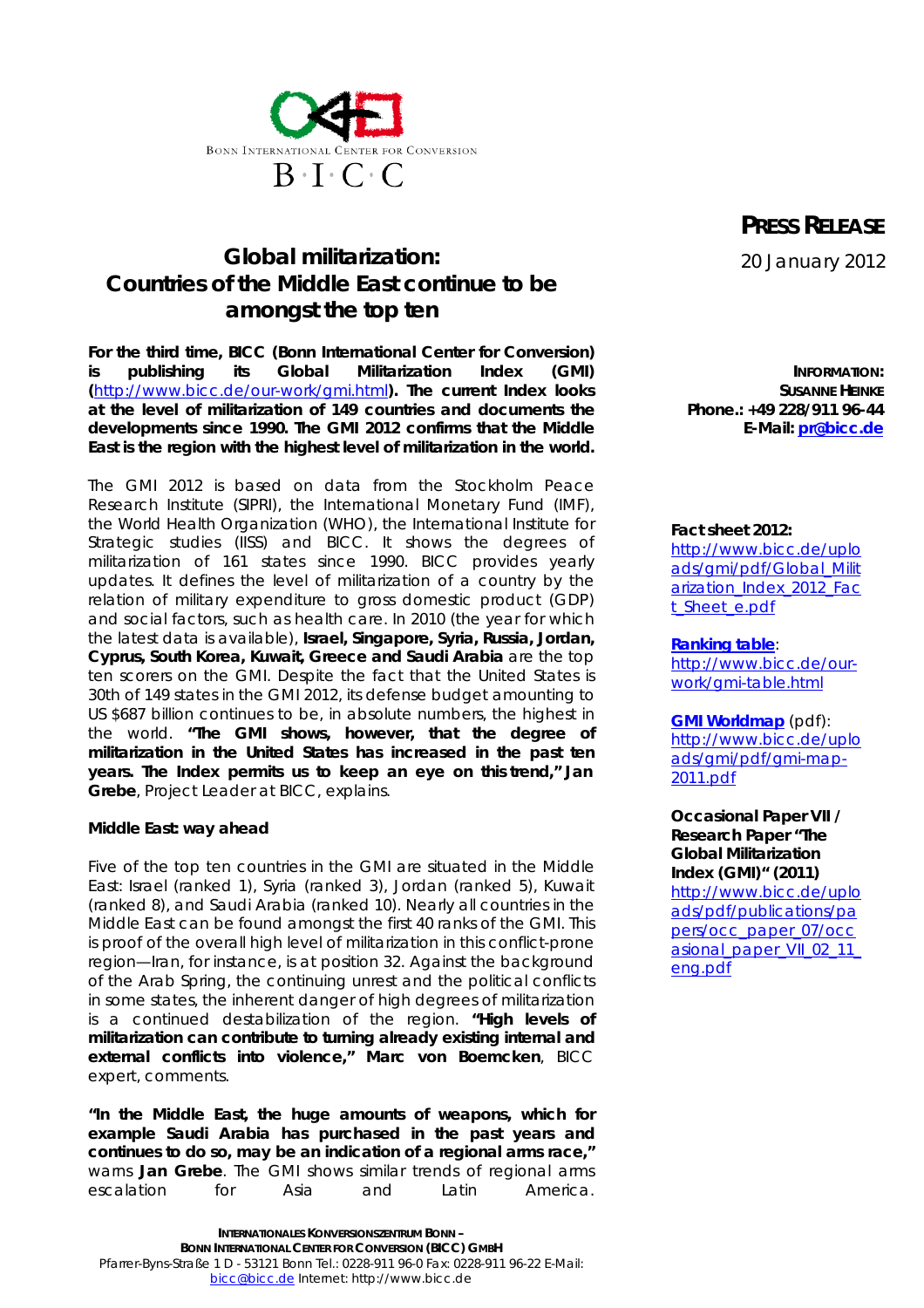BONN INTERNATIONAL CENTER FOR CONVERSION

B·I·C·C

**PRESS RELEASE**

20 January 2012

# Global militarization: Countries of the Middle East continue to be amongst the top ten

**For the third time, BICC (Bonn International Center for Conversion) is publishing its Global Militarization Index (GMI) (http://www.bicc.de/our-work/gmi.html). The current Index looks at the level of militarization of 149 countries and documents the developments since 1990. The GMI 2012 confirms that the Middle East is the region with the highest level of militarization in the world.**

The GMI 2012 is based on data from the Stockholm Peace Research Institute (SIPRI), the International Monetary Fund (IMF), the World Health Organization (WHO), the International Institute for Strategic studies (IISS) and BICC. It shows the degrees of militarization of 161 states since 1990. BICC provides yearly updates. It defines the level of militarization of a country by the relation of military expenditure to gross domestic product (GDP) and social factors, such as health care. In 2010 (the year for which the latest data is available), **Israel, Singapore, Syria, Russia, Jordan, Cyprus, South Korea, Kuwait, Greece and Saudi Arabia** are the top ten scorers on the GMI. Despite the fact that the United States is 30th of 149 states in the GMI 2012, its defense budget amounting to US $687 billion continues to be, in absolute numbers, the highest in the world. **"The GMI shows, however, that the degree of militarization in the United States has increased in the past ten years. The Index permits us to keep an eye on this trend," Jan Grebe**, Project Leader at BICC, explains.

## Middle East: way ahead

Five of the top ten countries in the GMI are situated in the Middle East: Israel (ranked 1), Syria (ranked 3), Jordan (ranked 5), Kuwait (ranked 8), and Saudi Arabia (ranked 10). Nearly all countries in the Middle East can be found amongst the first 40 ranks of the GMI. This is proof of the overall high level of militarization in this conflict-prone region—Iran, for instance, is at position 32. Against the background of the Arab Spring, the continuing unrest and the political conflicts in some states, the inherent danger of high degrees of militarization is a continued destabilization of the region. **"High levels of militarization can contribute to turning already existing internal and external conflicts into violence," Marc von Boemcken**, BICC expert, comments.

**"In the Middle East, the huge amounts of weapons, which for example Saudi Arabia has purchased in the past years and continues to do so, may be an indication of a regional arms race,"** warns **Jan Grebe**. The GMI shows similar trends of regional arms escalation for Asia and Latin America.

**INFORMATION:**
**SUSANNE HEINKE**
**Phone.: +49 228/911 96-44**
**E-Mail: pr@bicc.de**

**Fact sheet 2012:**
http://www.bicc.de/uploads/gmi/pdf/Global_Militarization_Index_2012_Fact_Sheet_e.pdf

**Ranking table**:
http://www.bicc.de/our-work/gmi-table.html

**GMI Worldmap** (pdf):
http://www.bicc.de/uploads/gmi/pdf/gmi-map-2011.pdf

**Occasional Paper VII / Research Paper "The Global Militarization Index (GMI)" (2011)**
http://www.bicc.de/uploads/pdf/publications/papers/occ_paper_07/occasional_paper_VII_02_11_eng.pdf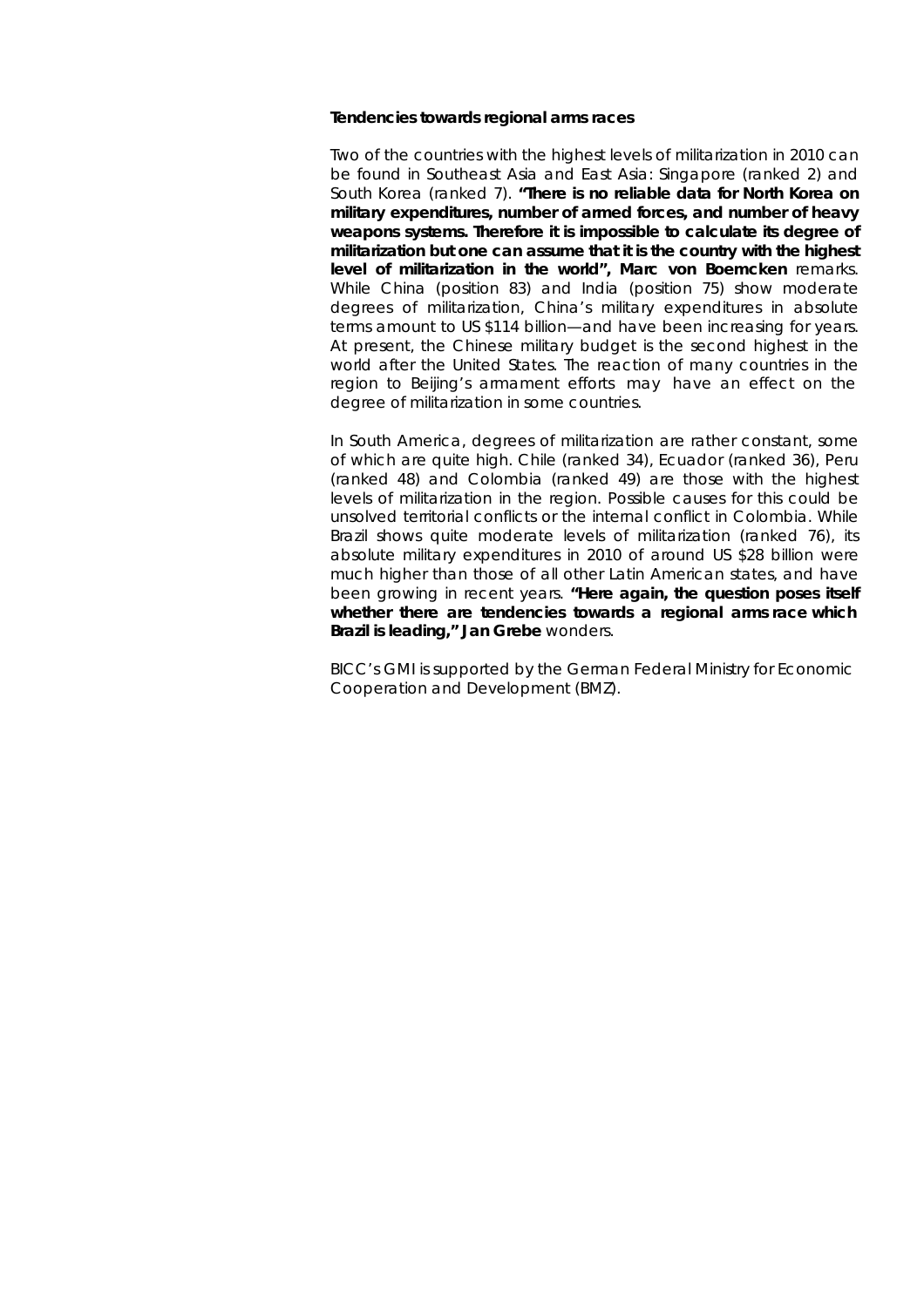**Tendencies towards regional arms races**

Two of the countries with the highest levels of militarization in 2010 can be found in Southeast Asia and East Asia: Singapore (ranked 2) and South Korea (ranked 7). **"There is no reliable data for North Korea on military expenditures, number of armed forces, and number of heavy weapons systems. Therefore it is impossible to calculate its degree of militarization but one can assume that it is the country with the highest level of militarization in the world", Marc von Boemcken** remarks. While China (position 83) and India (position 75) show moderate degrees of militarization, China's military expenditures in absolute terms amount to US $114 billion—and have been increasing for years. At present, the Chinese military budget is the second highest in the world after the United States. The reaction of many countries in the region to Beijing's armament efforts may have an effect on the degree of militarization in some countries.

In South America, degrees of militarization are rather constant, some of which are quite high. Chile (ranked 34), Ecuador (ranked 36), Peru (ranked 48) and Colombia (ranked 49) are those with the highest levels of militarization in the region. Possible causes for this could be unsolved territorial conflicts or the internal conflict in Colombia. While Brazil shows quite moderate levels of militarization (ranked 76), its absolute military expenditures in 2010 of around US $28 billion were much higher than those of all other Latin American states, and have been growing in recent years. **"Here again, the question poses itself whether there are tendencies towards a regional arms race which Brazil is leading," Jan Grebe** wonders.

BICC's GMI is supported by the German Federal Ministry for Economic Cooperation and Development (BMZ).